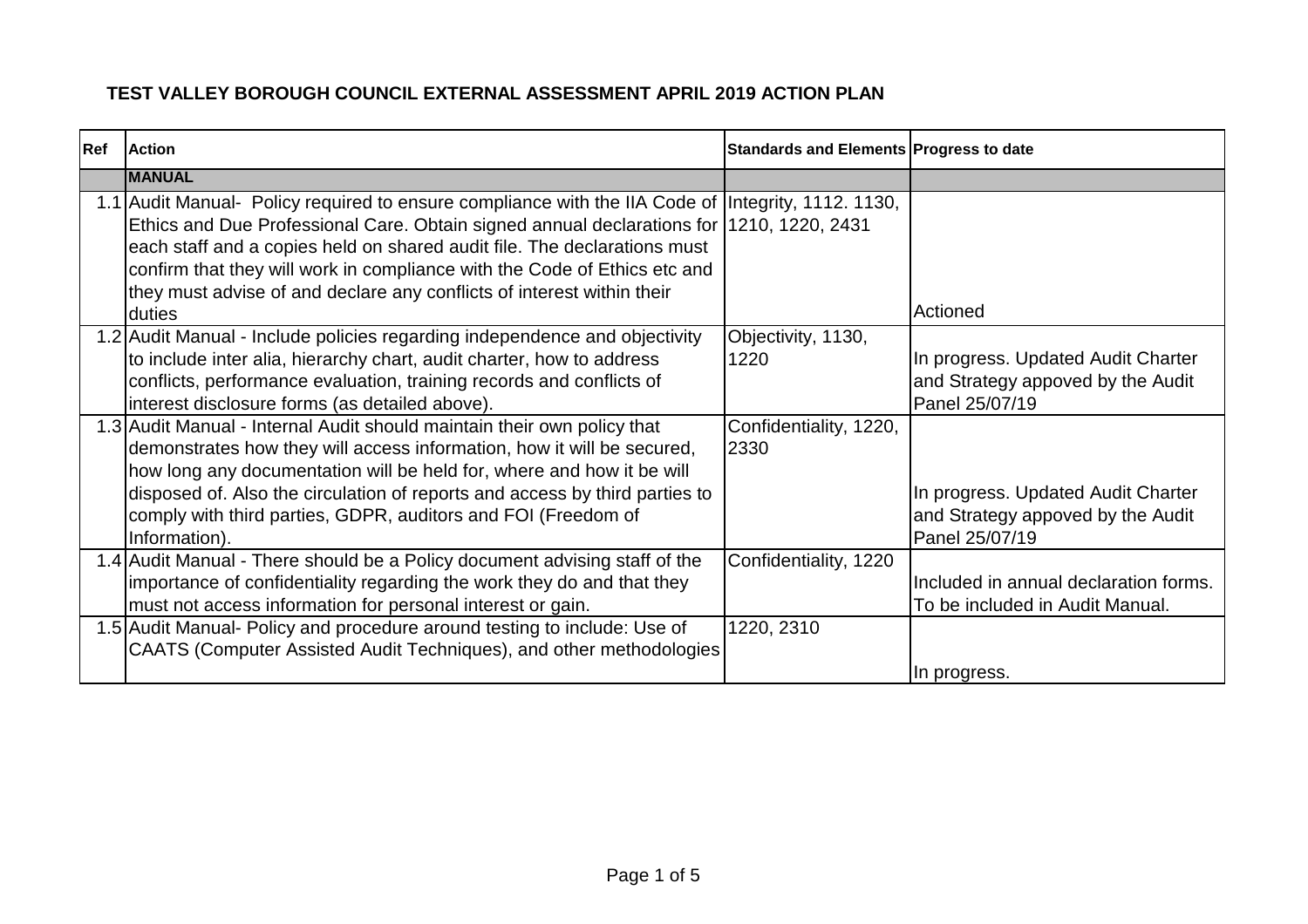**TEST VALLEY BOROUGH COUNCIL EXTERNAL ASSESSMENT APRIL 2019 ACTION PLAN**

| Ref | Action | Standards and Elements | Progress to date |
|---|---|---|---|
| | **MANUAL** | | |
| 1.1 | Audit Manual- Policy required to ensure compliance with the IIA Code of Ethics and Due Professional Care. Obtain signed annual declarations for each staff and a copies held on shared audit file. The declarations must confirm that they will work in compliance with the Code of Ethics etc and they must advise of and declare any conflicts of interest within their duties | Integrity, 1112. 1130, 1210, 1220, 2431 | Actioned |
| 1.2 | Audit Manual - Include policies regarding independence and objectivity to include inter alia, hierarchy chart, audit charter, how to address conflicts, performance evaluation, training records and conflicts of interest disclosure forms (as detailed above). | Objectivity, 1130, 1220 | In progress. Updated Audit Charter and Strategy appoved by the Audit Panel 25/07/19 |
| 1.3 | Audit Manual - Internal Audit should maintain their own policy that demonstrates how they will access information, how it will be secured, how long any documentation will be held for, where and how it be will disposed of. Also the circulation of reports and access by third parties to comply with third parties, GDPR, auditors and FOI (Freedom of Information). | Confidentiality, 1220, 2330 | In progress. Updated Audit Charter and Strategy appoved by the Audit Panel 25/07/19 |
| 1.4 | Audit Manual - There should be a Policy document advising staff of the importance of confidentiality regarding the work they do and that they must not access information for personal interest or gain. | Confidentiality, 1220 | Included in annual declaration forms. To be included in Audit Manual. |
| 1.5 | Audit Manual- Policy and procedure around testing to include: Use of CAATS (Computer Assisted Audit Techniques), and other methodologies | 1220, 2310 | In progress. |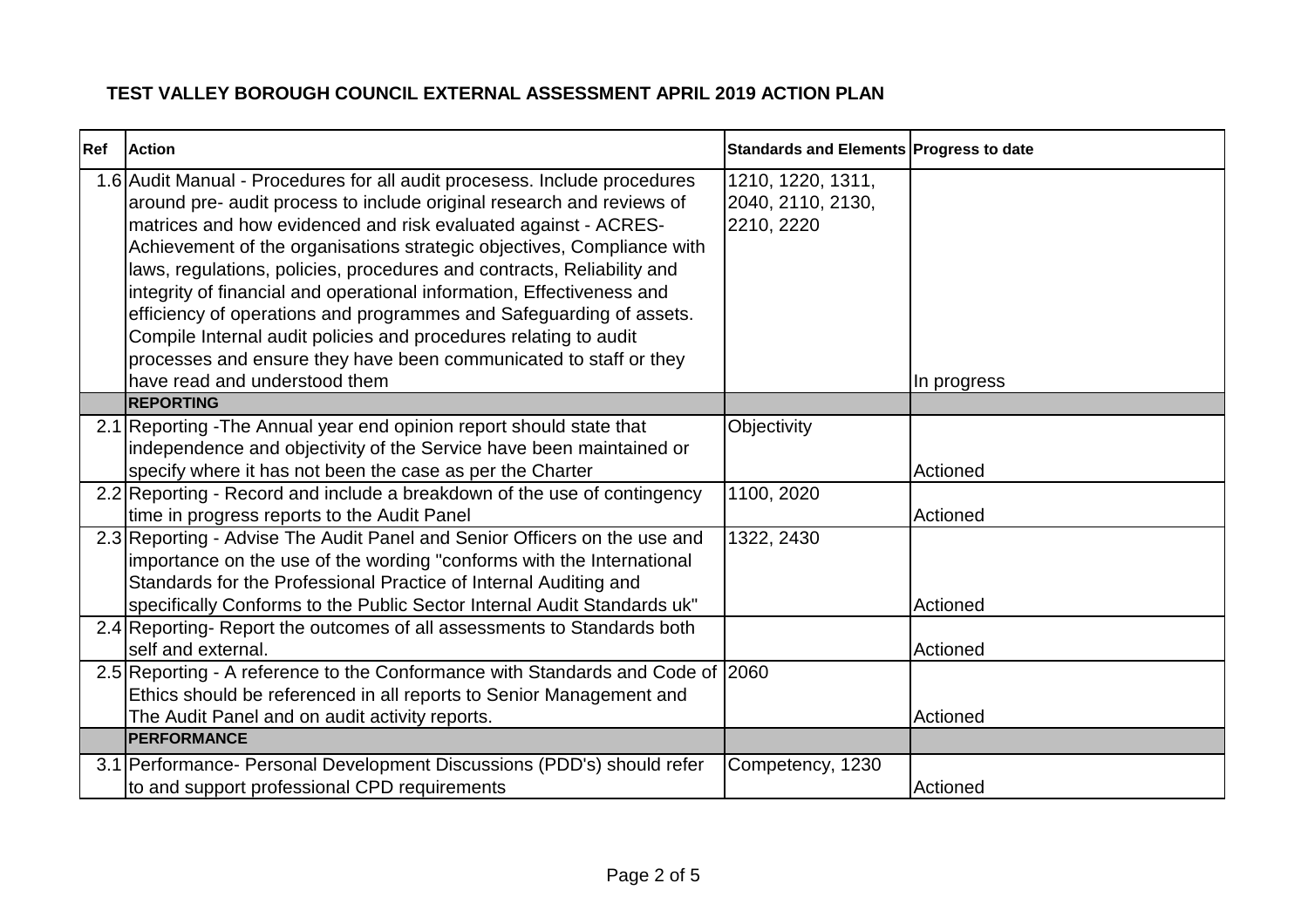# TEST VALLEY BOROUGH COUNCIL EXTERNAL ASSESSMENT APRIL 2019 ACTION PLAN

| Ref | Action | Standards and Elements | Progress to date |
|---|---|---|---|
| 1.6 | Audit Manual - Procedures for all audit procesess. Include procedures around pre- audit process to include original research and reviews of matrices and how evidenced and risk evaluated against - ACRES- Achievement of the organisations strategic objectives, Compliance with laws, regulations, policies, procedures and contracts, Reliability and integrity of financial and operational information, Effectiveness and efficiency of operations and programmes and Safeguarding of assets. Compile Internal audit policies and procedures relating to audit processes and ensure they have been communicated to staff or they have read and understood them | 1210, 1220, 1311, 2040, 2110, 2130, 2210, 2220 | In progress |
| | **REPORTING** | | |
| 2.1 | Reporting -The Annual year end opinion report should state that independence and objectivity of the Service have been maintained or specify where it has not been the case as per the Charter | Objectivity | Actioned |
| 2.2 | Reporting - Record and include a breakdown of the use of contingency time in progress reports to the Audit Panel | 1100, 2020 | Actioned |
| 2.3 | Reporting - Advise The Audit Panel and Senior Officers on the use and importance on the use of the wording "conforms with the International Standards for the Professional Practice of Internal Auditing and specifically Conforms to the Public Sector Internal Audit Standards uk" | 1322, 2430 | Actioned |
| 2.4 | Reporting- Report the outcomes of all assessments to Standards both self and external. | | Actioned |
| 2.5 | Reporting - A reference to the Conformance with Standards and Code of Ethics should be referenced in all reports to Senior Management and The Audit Panel and on audit activity reports. | 2060 | Actioned |
| | **PERFORMANCE** | | |
| 3.1 | Performance- Personal Development Discussions (PDD's) should refer to and support professional CPD requirements | Competency, 1230 | Actioned |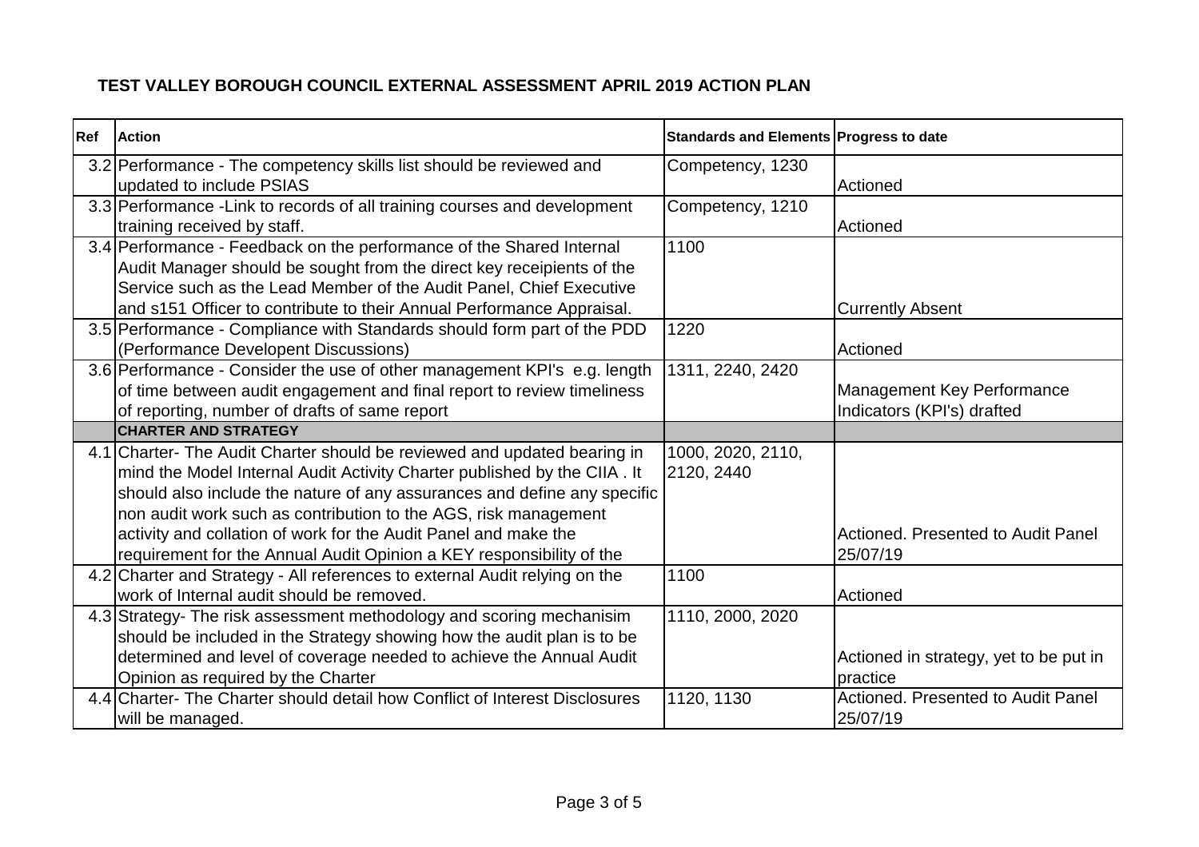**TEST VALLEY BOROUGH COUNCIL EXTERNAL ASSESSMENT APRIL 2019 ACTION PLAN**

| Ref | Action | Standards and Elements | Progress to date |
|---|---|---|---|
| 3.2 | Performance - The competency skills list should be reviewed and updated to include PSIAS | Competency, 1230 | Actioned |
| 3.3 | Performance -Link to records of all training courses and development training received by staff. | Competency, 1210 | Actioned |
| 3.4 | Performance - Feedback on the performance of the Shared Internal Audit Manager should be sought from the direct key receipeients of the Service such as the Lead Member of the Audit Panel, Chief Executive and s151 Officer to contribute to their Annual Performance Appraisal. | 1100 | Currently Absent |
| 3.5 | Performance - Compliance with Standards should form part of the PDD (Performance Developent Discussions) | 1220 | Actioned |
| 3.6 | Performance - Consider the use of other management KPI's e.g. length of time between audit engagement and final report to review timeliness of reporting, number of drafts of same report | 1311, 2240, 2420 | Management Key Performance Indicators (KPI's) drafted |
| | **CHARTER AND STRATEGY** | | |
| 4.1 | Charter- The Audit Charter should be reviewed and updated bearing in mind the Model Internal Audit Activity Charter published by the CIIA . It should also include the nature of any assurances and define any specific non audit work such as contribution to the AGS, risk management activity and collation of work for the Audit Panel and make the requirement for the Annual Audit Opinion a KEY responsibility of the | 1000, 2020, 2110, 2120, 2440 | Actioned. Presented to Audit Panel 25/07/19 |
| 4.2 | Charter and Strategy - All references to external Audit relying on the work of Internal audit should be removed. | 1100 | Actioned |
| 4.3 | Strategy- The risk assessment methodology and scoring mechanisim should be included in the Strategy showing how the audit plan is to be determined and level of coverage needed to achieve the Annual Audit Opinion as required by the Charter | 1110, 2000, 2020 | Actioned in strategy, yet to be put in practice |
| 4.4 | Charter- The Charter should detail how Conflict of Interest Disclosures will be managed. | 1120, 1130 | Actioned. Presented to Audit Panel 25/07/19 |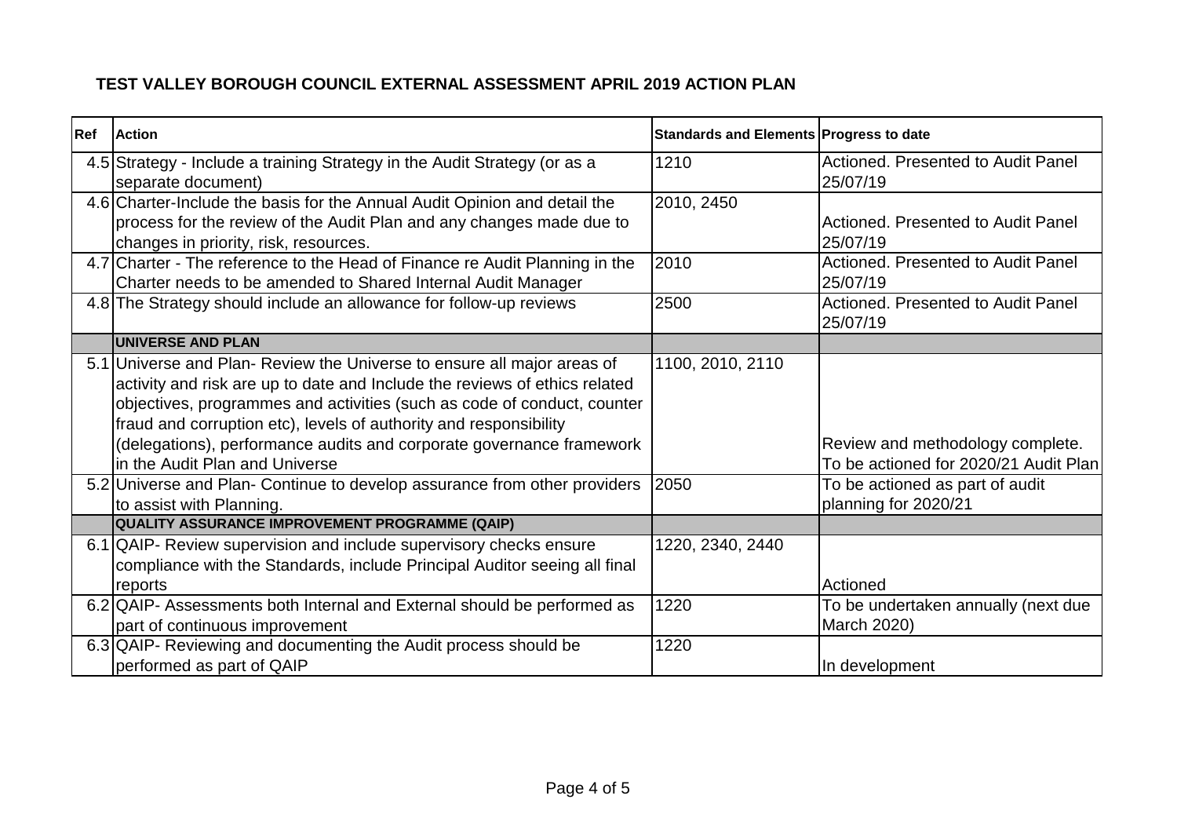**TEST VALLEY BOROUGH COUNCIL EXTERNAL ASSESSMENT APRIL 2019 ACTION PLAN**

| Ref | Action | Standards and Elements | Progress to date |
|---|---|---|---|
| 4.5 | Strategy - Include a training Strategy in the Audit Strategy (or as a separate document) | 1210 | Actioned. Presented to Audit Panel 25/07/19 |
| 4.6 | Charter-Include the basis for the Annual Audit Opinion and detail the process for the review of the Audit Plan and any changes made due to changes in priority, risk, resources. | 2010, 2450 | Actioned. Presented to Audit Panel 25/07/19 |
| 4.7 | Charter - The reference to the Head of Finance re Audit Planning in the Charter needs to be amended to Shared Internal Audit Manager | 2010 | Actioned. Presented to Audit Panel 25/07/19 |
| 4.8 | The Strategy should include an allowance for follow-up reviews | 2500 | Actioned. Presented to Audit Panel 25/07/19 |
| | **UNIVERSE AND PLAN** | | |
| 5.1 | Universe and Plan- Review the Universe to ensure all major areas of activity and risk are up to date and Include the reviews of ethics related objectives, programmes and activities (such as code of conduct, counter fraud and corruption etc), levels of authority and responsibility (delegations), performance audits and corporate governance framework in the Audit Plan and Universe | 1100, 2010, 2110 | Review and methodology complete. To be actioned for 2020/21 Audit Plan |
| 5.2 | Universe and Plan- Continue to develop assurance from other providers to assist with Planning. | 2050 | To be actioned as part of audit planning for 2020/21 |
| | **QUALITY ASSURANCE IMPROVEMENT PROGRAMME (QAIP)** | | |
| 6.1 | QAIP- Review supervision and include supervisory checks ensure compliance with the Standards, include Principal Auditor seeing all final reports | 1220, 2340, 2440 | Actioned |
| 6.2 | QAIP- Assessments both Internal and External should be performed as part of continuous improvement | 1220 | To be undertaken annually (next due March 2020) |
| 6.3 | QAIP- Reviewing and documenting the Audit process should be performed as part of QAIP | 1220 | In development |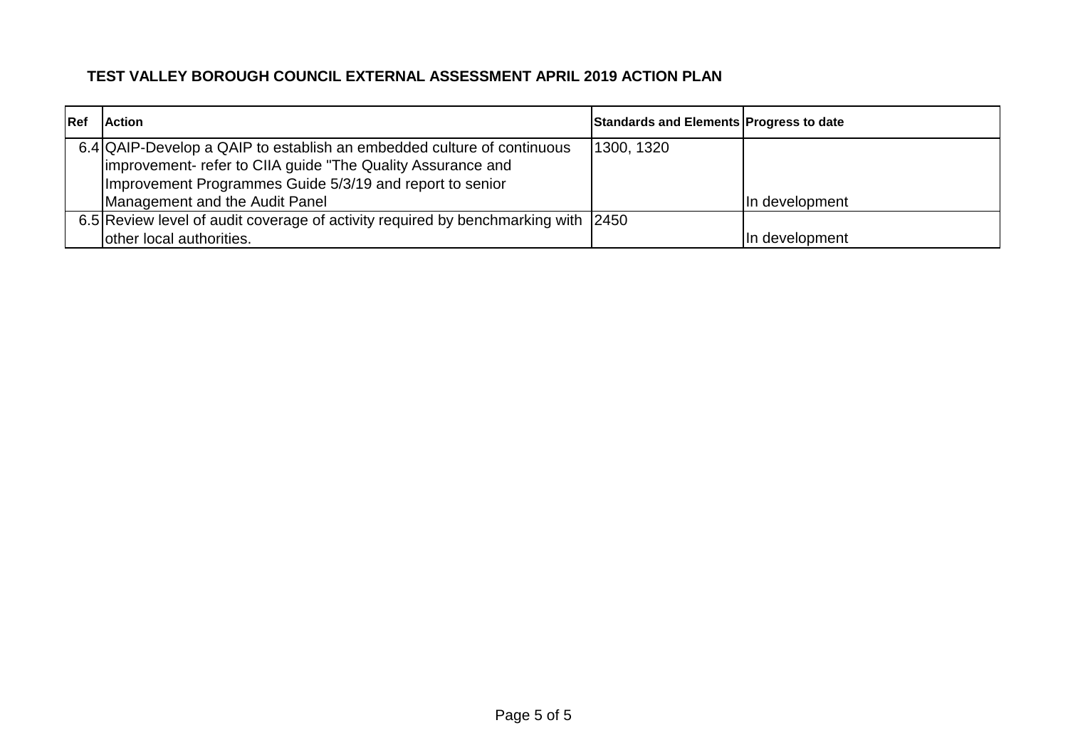**TEST VALLEY BOROUGH COUNCIL EXTERNAL ASSESSMENT APRIL 2019 ACTION PLAN**

| Ref | Action | Standards and Elements | Progress to date |
|---|---|---|---|
| 6.4 | QAIP-Develop a QAIP to establish an embedded culture of continuous improvement- refer to CIIA guide "The Quality Assurance and Improvement Programmes Guide 5/3/19 and report to senior Management and the Audit Panel | 1300, 1320 | In development |
| 6.5 | Review level of audit coverage of activity required by benchmarking with other local authorities. | 2450 | In development |